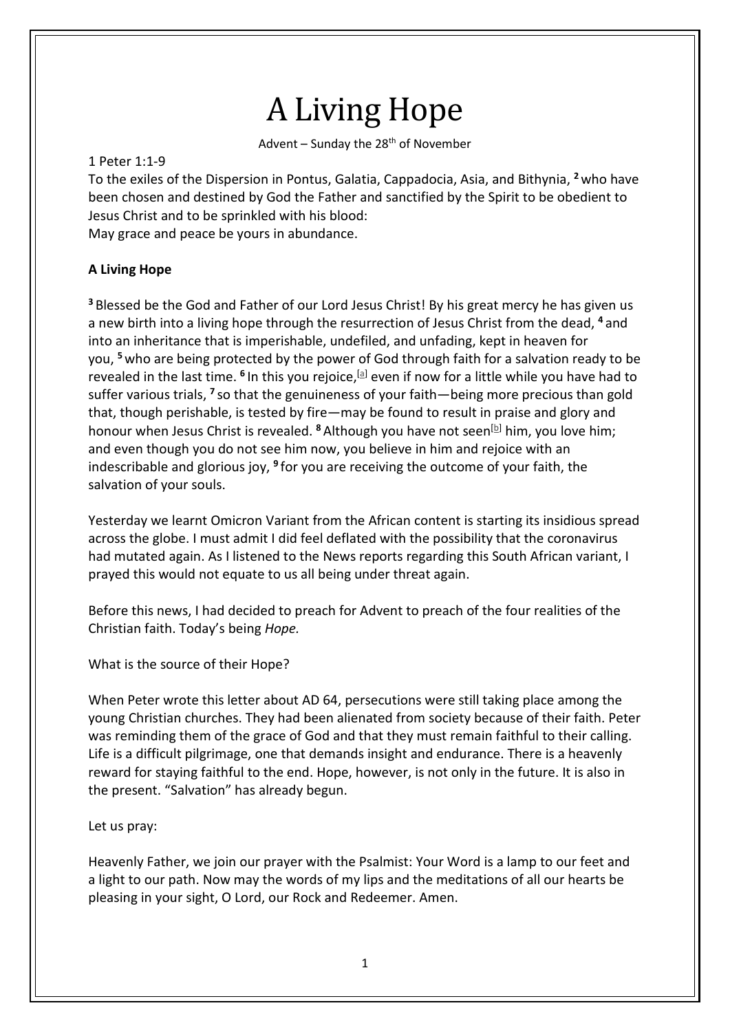# A Living Hope

Advent – Sunday the 28th of November

1 Peter 1:1-9

To the exiles of the Dispersion in Pontus, Galatia, Cappadocia, Asia, and Bithynia, **2** who have been chosen and destined by God the Father and sanctified by the Spirit to be obedient to Jesus Christ and to be sprinkled with his blood:

May grace and peace be yours in abundance.

**A Living Hope**

**3** Blessed be the God and Father of our Lord Jesus Christ! By his great mercy he has given us a new birth into a living hope through the resurrection of Jesus Christ from the dead, **4** and into an inheritance that is imperishable, undefiled, and unfading, kept in heaven for you, **5** who are being protected by the power of God through faith for a salvation ready to be revealed in the last time. **6** In this you rejoice,[a] even if now for a little while you have had to suffer various trials, **7** so that the genuineness of your faith—being more precious than gold that, though perishable, is tested by fire—may be found to result in praise and glory and honour when Jesus Christ is revealed. **8** Although you have not seen[b] him, you love him; and even though you do not see him now, you believe in him and rejoice with an indescribable and glorious joy, **9** for you are receiving the outcome of your faith, the salvation of your souls.

Yesterday we learnt Omicron Variant from the African content is starting its insidious spread across the globe. I must admit I did feel deflated with the possibility that the coronavirus had mutated again. As I listened to the News reports regarding this South African variant, I prayed this would not equate to us all being under threat again.

Before this news, I had decided to preach for Advent to preach of the four realities of the Christian faith. Today's being *Hope.*

What is the source of their Hope?

When Peter wrote this letter about AD 64, persecutions were still taking place among the young Christian churches. They had been alienated from society because of their faith. Peter was reminding them of the grace of God and that they must remain faithful to their calling. Life is a difficult pilgrimage, one that demands insight and endurance. There is a heavenly reward for staying faithful to the end. Hope, however, is not only in the future. It is also in the present. "Salvation" has already begun.

Let us pray:

Heavenly Father, we join our prayer with the Psalmist: Your Word is a lamp to our feet and a light to our path. Now may the words of my lips and the meditations of all our hearts be pleasing in your sight, O Lord, our Rock and Redeemer. Amen.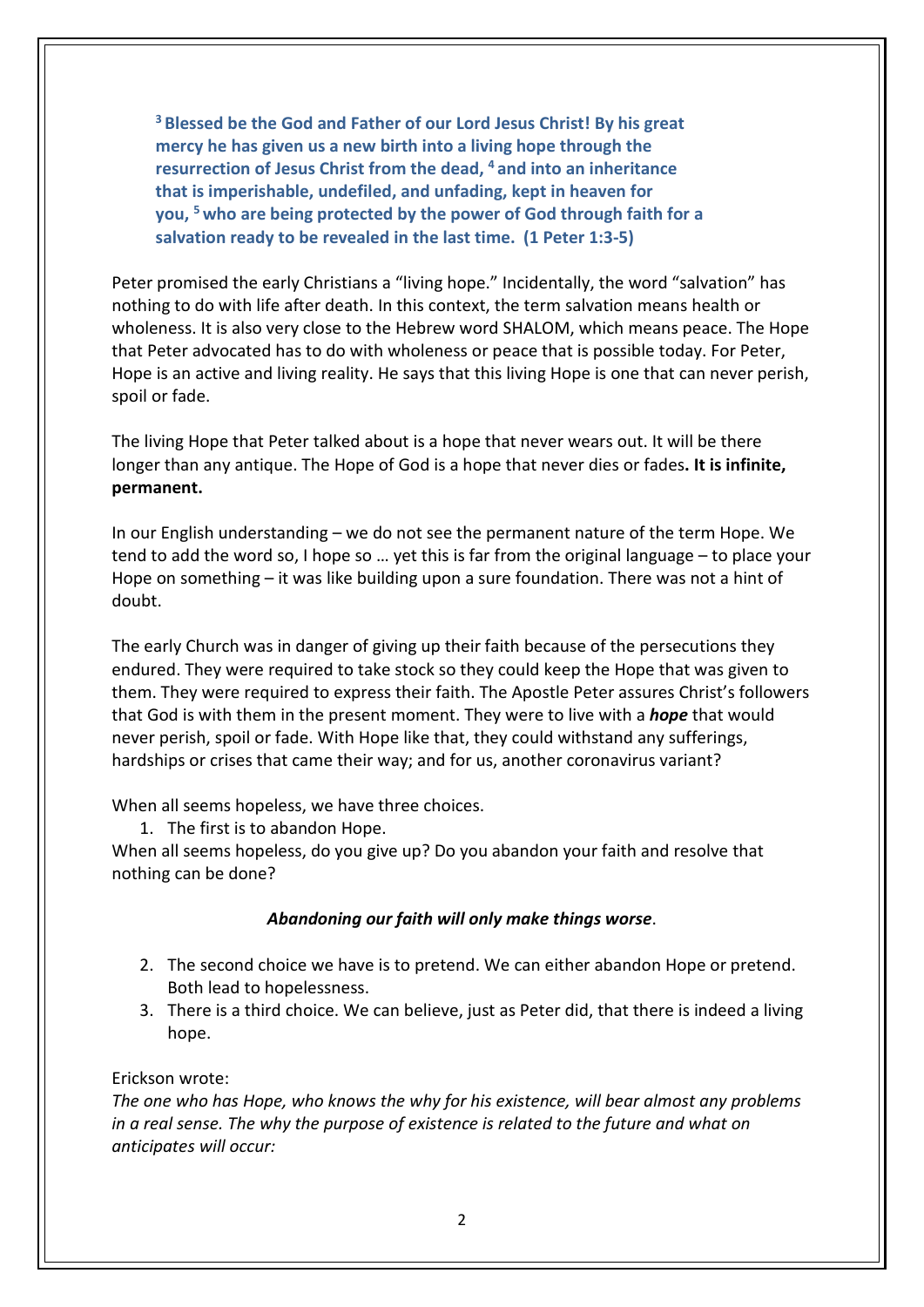**[3] Blessed be the God and Father of our Lord Jesus Christ! By his great mercy he has given us a new birth into a living hope through the resurrection of Jesus Christ from the dead, [4] and into an inheritance that is imperishable, undefiled, and unfading, kept in heaven for you, [5] who are being protected by the power of God through faith for a salvation ready to be revealed in the last time. (1 Peter 1:3-5)**

Peter promised the early Christians a "living hope." Incidentally, the word "salvation" has nothing to do with life after death. In this context, the term salvation means health or wholeness. It is also very close to the Hebrew word SHALOM, which means peace. The Hope that Peter advocated has to do with wholeness or peace that is possible today. For Peter, Hope is an active and living reality. He says that this living Hope is one that can never perish, spoil or fade.

The living Hope that Peter talked about is a hope that never wears out. It will be there longer than any antique. The Hope of God is a hope that never dies or fades**. It is infinite, permanent.**

In our English understanding – we do not see the permanent nature of the term Hope. We tend to add the word so, I hope so … yet this is far from the original language – to place your Hope on something – it was like building upon a sure foundation. There was not a hint of doubt.

The early Church was in danger of giving up their faith because of the persecutions they endured. They were required to take stock so they could keep the Hope that was given to them. They were required to express their faith. The Apostle Peter assures Christ's followers that God is with them in the present moment. They were to live with a ***hope*** that would never perish, spoil or fade. With Hope like that, they could withstand any sufferings, hardships or crises that came their way; and for us, another coronavirus variant?

When all seems hopeless, we have three choices.

1. The first is to abandon Hope.

When all seems hopeless, do you give up? Do you abandon your faith and resolve that nothing can be done?

***Abandoning our faith will only make things worse***.

2. The second choice we have is to pretend. We can either abandon Hope or pretend. Both lead to hopelessness.
3. There is a third choice. We can believe, just as Peter did, that there is indeed a living hope.

Erickson wrote:

*The one who has Hope, who knows the why for his existence, will bear almost any problems in a real sense. The why the purpose of existence is related to the future and what on anticipates will occur:*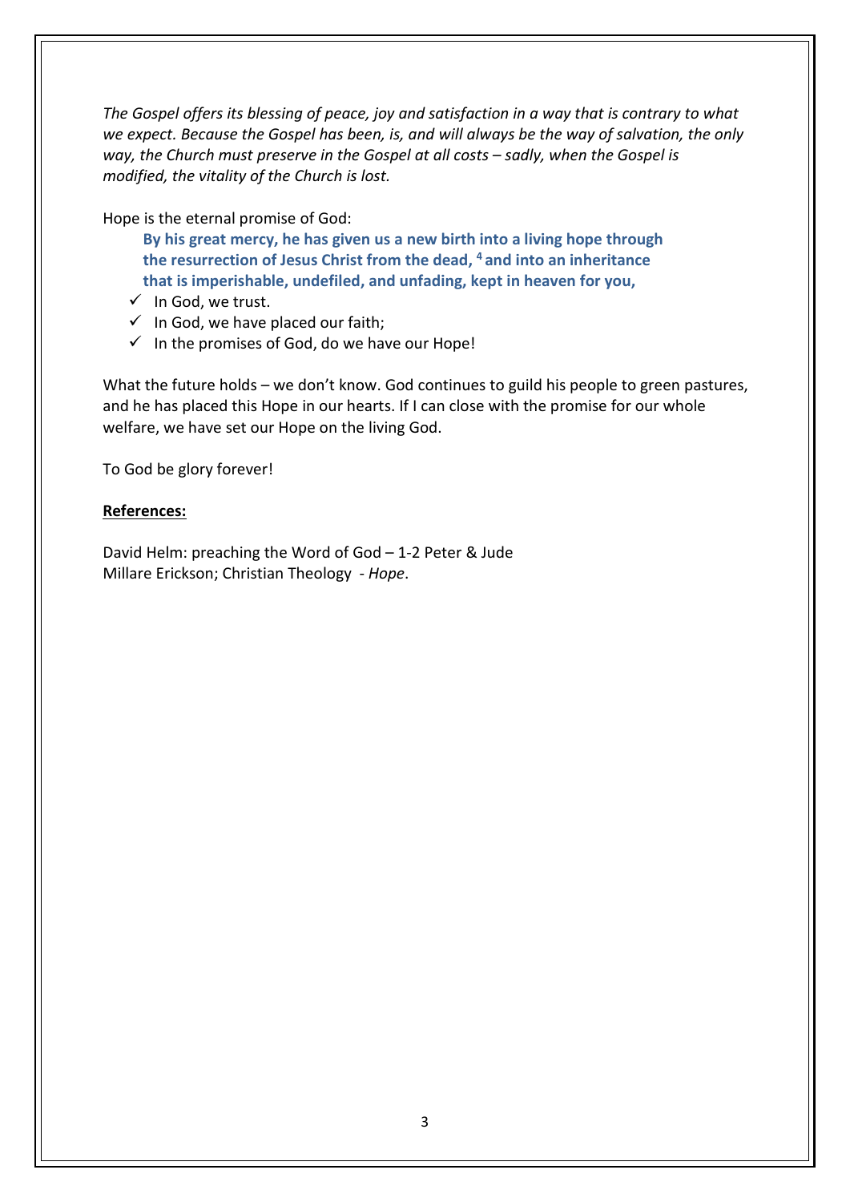*The Gospel offers its blessing of peace, joy and satisfaction in a way that is contrary to what we expect. Because the Gospel has been, is, and will always be the way of salvation, the only way, the Church must preserve in the Gospel at all costs – sadly, when the Gospel is modified, the vitality of the Church is lost.*

Hope is the eternal promise of God:

> **By his great mercy, he has given us a new birth into a living hope through the resurrection of Jesus Christ from the dead, [4] and into an inheritance that is imperishable, undefiled, and unfading, kept in heaven for you,**

- ✓ In God, we trust.
- ✓ In God, we have placed our faith;
- ✓ In the promises of God, do we have our Hope!

What the future holds – we don't know. God continues to guild his people to green pastures, and he has placed this Hope in our hearts. If I can close with the promise for our whole welfare, we have set our Hope on the living God.

To God be glory forever!

**References:**

David Helm: preaching the Word of God – 1-2 Peter & Jude
Millare Erickson; Christian Theology - *Hope*.